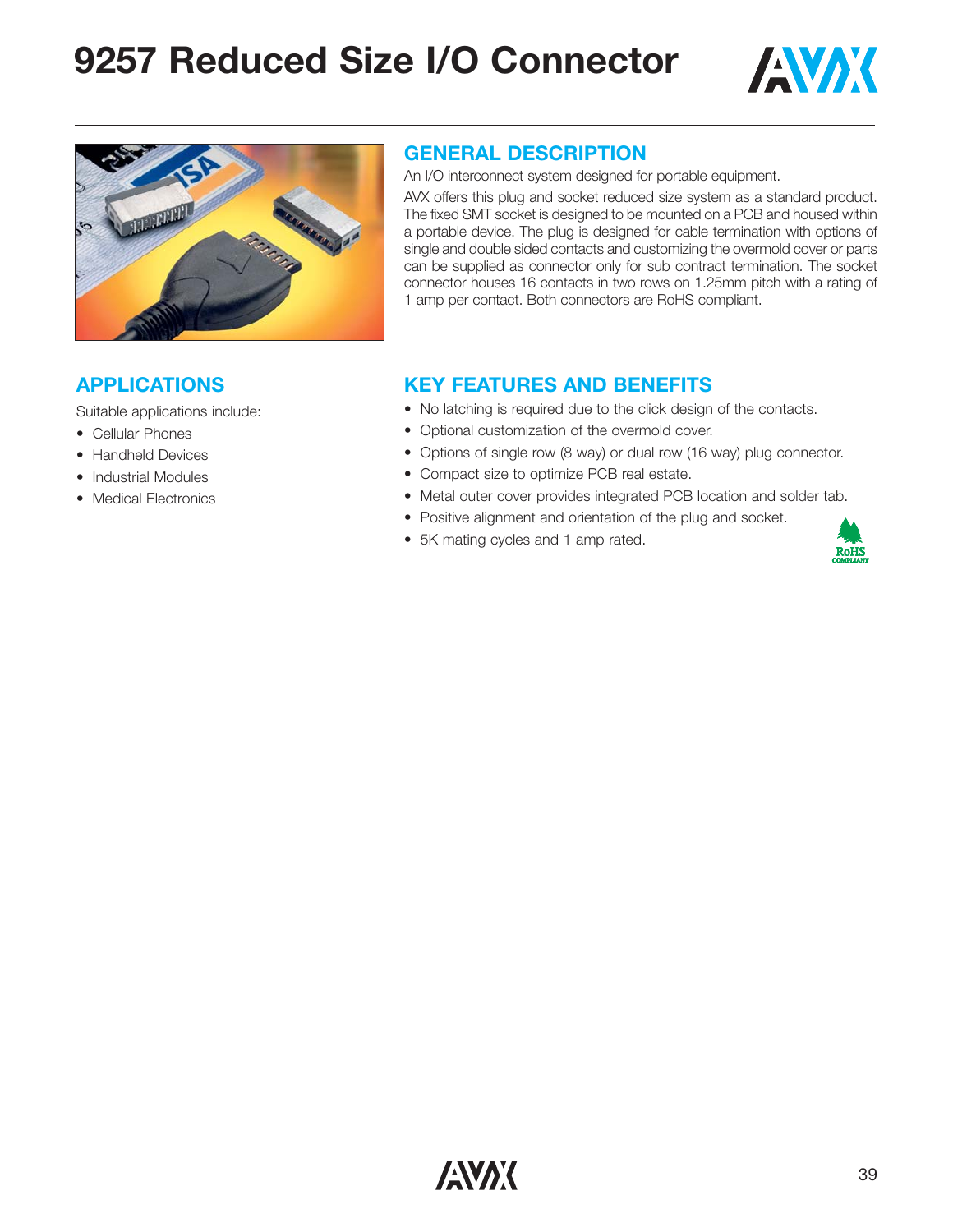# 9257 Reduced Size I/O Connector

## GENERAL DESCRIPTION

An I/O interconnect system designed for portable equipment.

AVX offers this plug and socket reduced size system as a standard product. The fixed SMT socket is designed to be mounted on a PCB and housed within a portable device. The plug is designed for cable termination with options of single and double sided contacts and customizing the overmold cover or parts can be supplied as connector only for sub contract termination. The socket connector houses 16 contacts in two rows on 1.25mm pitch with a rating of 1 amp per contact. Both connectors are RoHS compliant.

## APPLICATIONS

Suitable applications include:

- Cellular Phones
- Handheld Devices
- Industrial Modules
- Medical Electronics

## KEY FEATURES AND BENEFITS

- No latching is required due to the click design of the contacts.
- Optional customization of the overmold cover.
- Options of single row (8 way) or dual row (16 way) plug connector.
- Compact size to optimize PCB real estate.
- Metal outer cover provides integrated PCB location and solder tab.
- Positive alignment and orientation of the plug and socket.
- 5K mating cycles and 1 amp rated.

RoHS COMPLIANT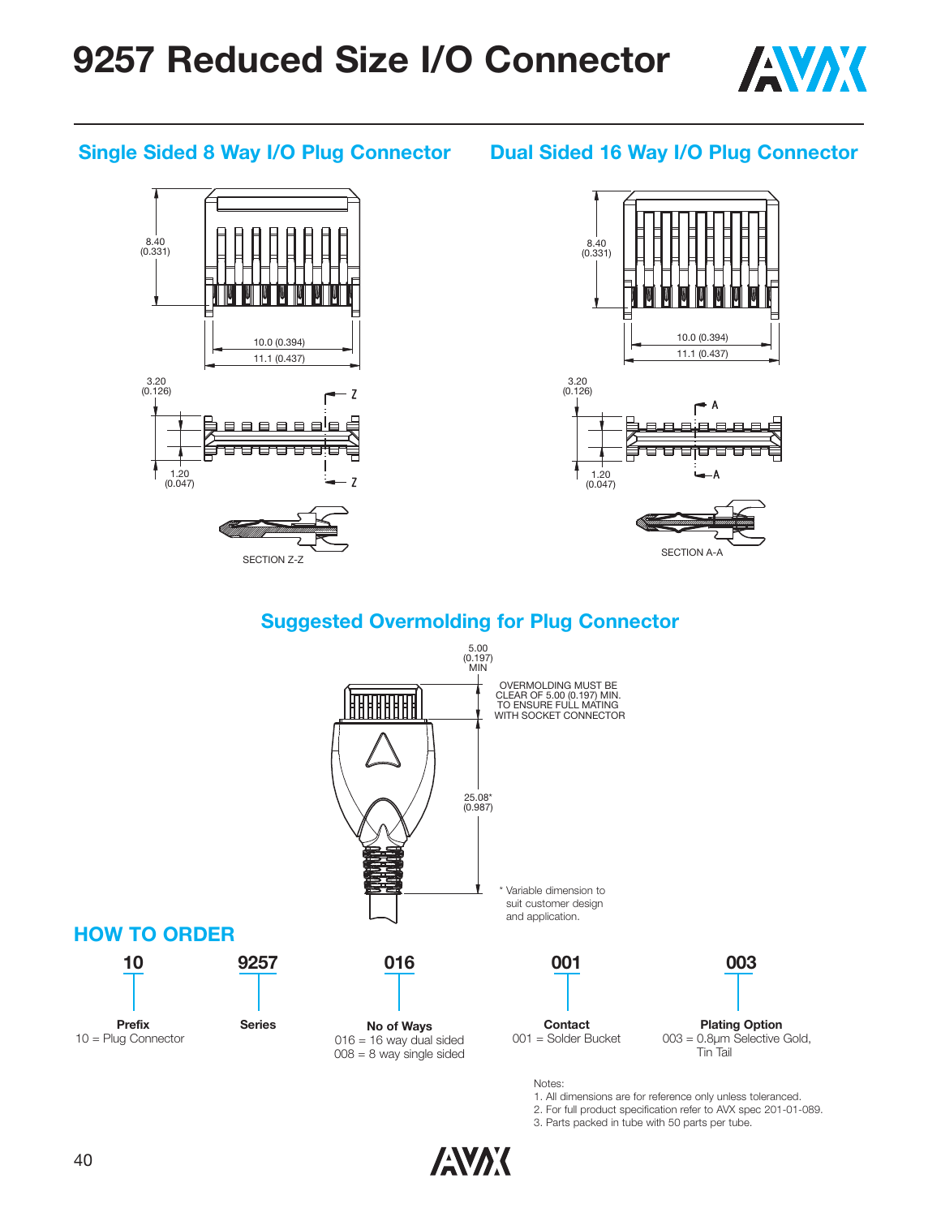# 9257 Reduced Size I/O Connector

## Single Sided 8 Way I/O Plug Connector

8.40 (0.331)

10.0 (0.394)

11.1 (0.437)

3.20 (0.126)

1.20 (0.047)

SECTION Z-Z

## Dual Sided 16 Way I/O Plug Connector

8.40 (0.331)

10.0 (0.394)

11.1 (0.437)

3.20 (0.126)

1.20 (0.047)

SECTION A-A

## Suggested Overmolding for Plug Connector

5.00 (0.197) MIN

OVERMOLDING MUST BE CLEAR OF 5.00 (0.197) MIN. TO ENSURE FULL MATING WITH SOCKET CONNECTOR

25.08* (0.987)

* Variable dimension to suit customer design and application.

## HOW TO ORDER

| 10 | 9257 | 016 | 001 | 003 |
|---|---|---|---|---|
| **Prefix** | **Series** | **No of Ways** | **Contact** | **Plating Option** |
| 10 = Plug Connector | | 016 = 16 way dual sided<br>008 = 8 way single sided | 001 = Solder Bucket | 003 = 0.8µm Selective Gold, Tin Tail |

Notes:

1. All dimensions are for reference only unless toleranced.
2. For full product specification refer to AVX spec 201-01-089.
3. Parts packed in tube with 50 parts per tube.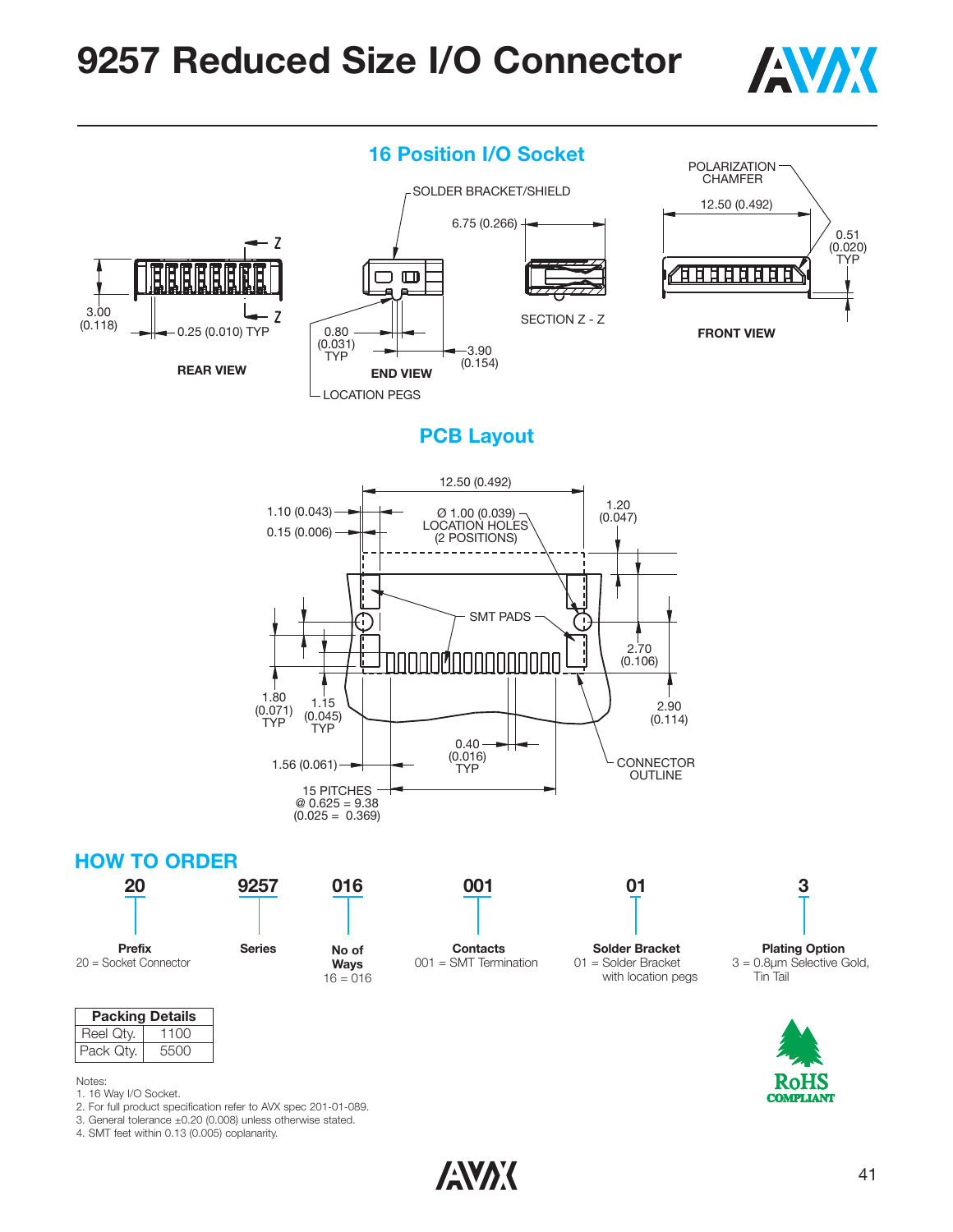# 9257 Reduced Size I/O Connector

## 16 Position I/O Socket

## PCB Layout

## HOW TO ORDER

| 20 | 9257 | 016 | 001 | 01 | 3 |
|---|---|---|---|---|---|
| **Prefix** 20 = Socket Connector | **Series** | **No of Ways** 16 = 016 | **Contacts** 001 = SMT Termination | **Solder Bracket** 01 = Solder Bracket with location pegs | **Plating Option** 3 = 0.8µm Selective Gold, Tin Tail |

| Packing Details | |
|---|---|
| Reel Qty. | 1100 |
| Pack Qty. | 5500 |

Notes:
1. 16 Way I/O Socket.
2. For full product specification refer to AVX spec 201-01-089.
3. General tolerance ±0.20 (0.008) unless otherwise stated.
4. SMT feet within 0.13 (0.005) coplanarity.

RoHS COMPLIANT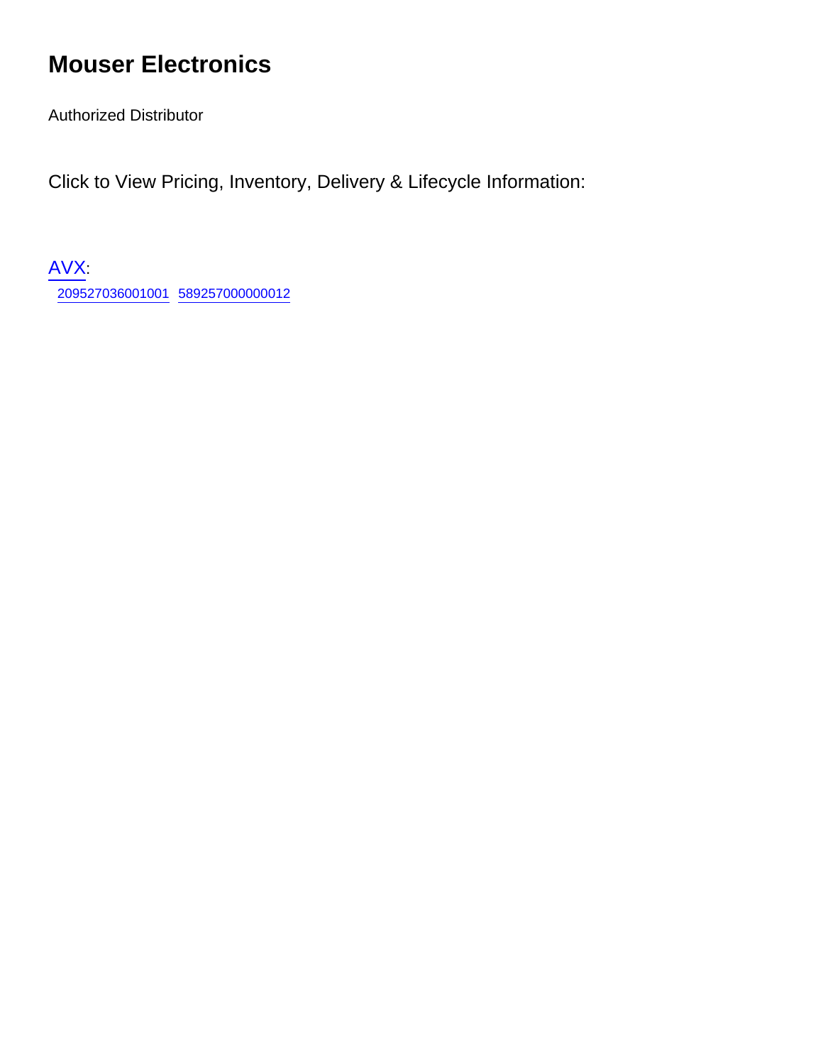# Mouser Electronics

Authorized Distributor

Click to View Pricing, Inventory, Delivery & Lifecycle Information:

AVX:

209527036001001 589257000000012